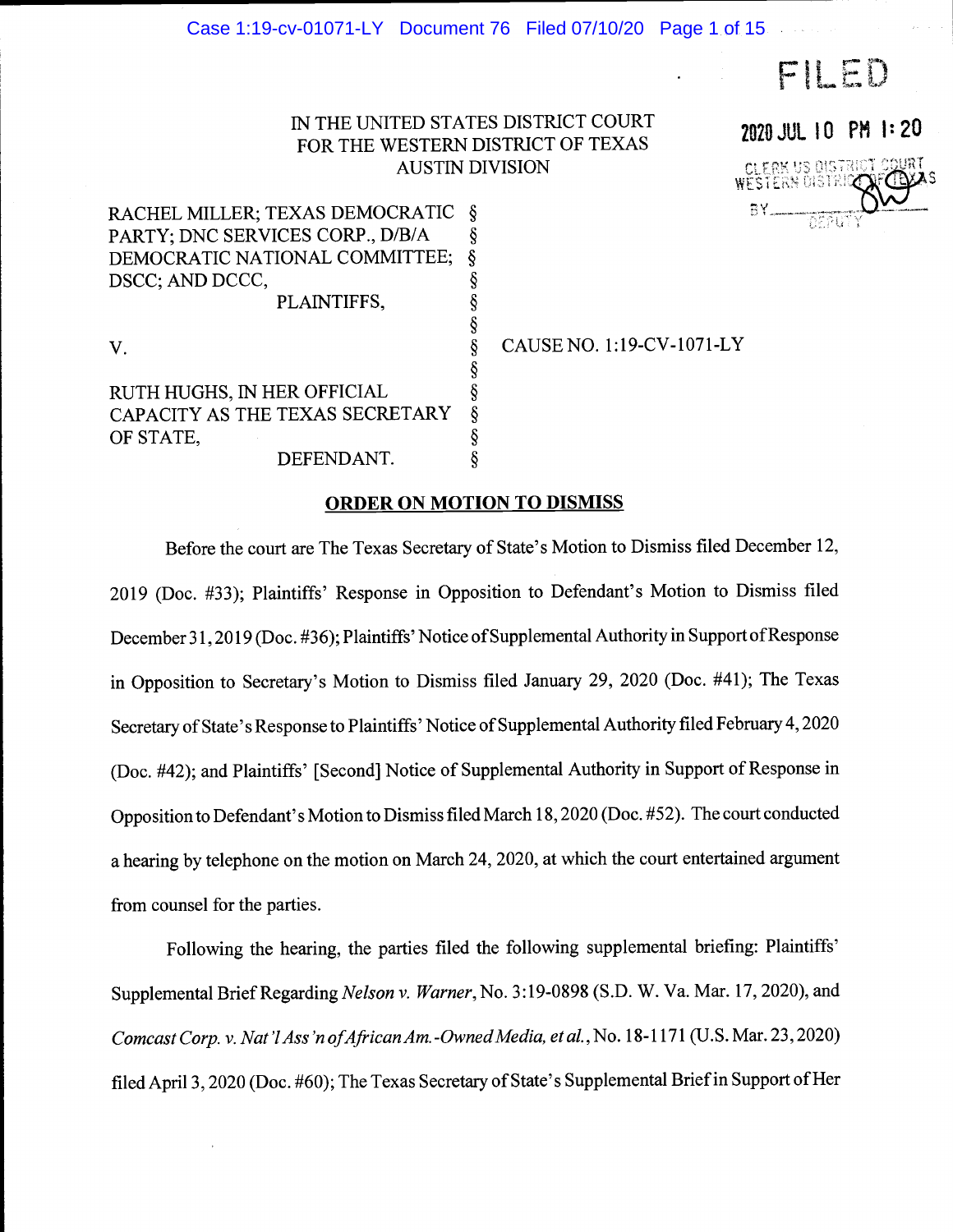IN THE UNITED STATES DISTRICT COURT
FOR THE WESTERN DISTRICT OF TEXAS
AUSTIN DIVISION

FILED
2020 JUL 10 PM 1:20
CLERK US DISTRICT COURT
WESTERN DISTRICT OF TEXAS
BY ______ DEPUTY

RACHEL MILLER; TEXAS DEMOCRATIC PARTY; DNC SERVICES CORP., D/B/A DEMOCRATIC NATIONAL COMMITTEE; DSCC; AND DCCC,
PLAINTIFFS,

V.

RUTH HUGHS, IN HER OFFICIAL CAPACITY AS THE TEXAS SECRETARY OF STATE,
DEFENDANT.

CAUSE NO. 1:19-CV-1071-LY

## ORDER ON MOTION TO DISMISS

Before the court are The Texas Secretary of State's Motion to Dismiss filed December 12, 2019 (Doc. #33); Plaintiffs' Response in Opposition to Defendant's Motion to Dismiss filed December 31, 2019 (Doc. #36); Plaintiffs' Notice of Supplemental Authority in Support of Response in Opposition to Secretary's Motion to Dismiss filed January 29, 2020 (Doc. #41); The Texas Secretary of State's Response to Plaintiffs' Notice of Supplemental Authority filed February 4, 2020 (Doc. #42); and Plaintiffs' [Second] Notice of Supplemental Authority in Support of Response in Opposition to Defendant's Motion to Dismiss filed March 18, 2020 (Doc. #52). The court conducted a hearing by telephone on the motion on March 24, 2020, at which the court entertained argument from counsel for the parties.

Following the hearing, the parties filed the following supplemental briefing: Plaintiffs' Supplemental Brief Regarding *Nelson v. Warner*, No. 3:19-0898 (S.D. W. Va. Mar. 17, 2020), and *Comcast Corp. v. Nat'l Ass'n of African Am.-Owned Media, et al.*, No. 18-1171 (U.S. Mar. 23, 2020) filed April 3, 2020 (Doc. #60); The Texas Secretary of State's Supplemental Brief in Support of Her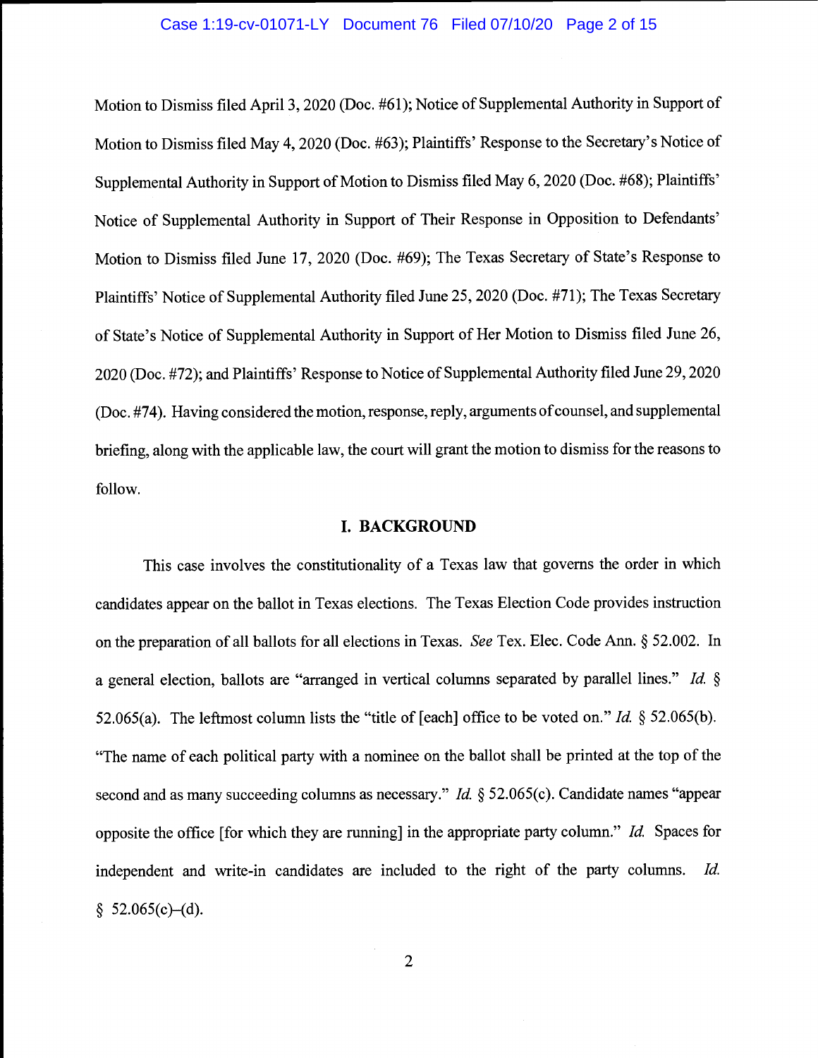Motion to Dismiss filed April 3, 2020 (Doc. #61); Notice of Supplemental Authority in Support of Motion to Dismiss filed May 4, 2020 (Doc. #63); Plaintiffs' Response to the Secretary's Notice of Supplemental Authority in Support of Motion to Dismiss filed May 6, 2020 (Doc. #68); Plaintiffs' Notice of Supplemental Authority in Support of Their Response in Opposition to Defendants' Motion to Dismiss filed June 17, 2020 (Doc. #69); The Texas Secretary of State's Response to Plaintiffs' Notice of Supplemental Authority filed June 25, 2020 (Doc. #71); The Texas Secretary of State's Notice of Supplemental Authority in Support of Her Motion to Dismiss filed June 26, 2020 (Doc. #72); and Plaintiffs' Response to Notice of Supplemental Authority filed June 29, 2020 (Doc. #74). Having considered the motion, response, reply, arguments of counsel, and supplemental briefing, along with the applicable law, the court will grant the motion to dismiss for the reasons to follow.

## I. BACKGROUND

This case involves the constitutionality of a Texas law that governs the order in which candidates appear on the ballot in Texas elections. The Texas Election Code provides instruction on the preparation of all ballots for all elections in Texas. *See* Tex. Elec. Code Ann. § 52.002. In a general election, ballots are "arranged in vertical columns separated by parallel lines." *Id.* § 52.065(a). The leftmost column lists the "title of [each] office to be voted on." *Id.* § 52.065(b). "The name of each political party with a nominee on the ballot shall be printed at the top of the second and as many succeeding columns as necessary." *Id.* § 52.065(c). Candidate names "appear opposite the office [for which they are running] in the appropriate party column." *Id.* Spaces for independent and write-in candidates are included to the right of the party columns. *Id.* § 52.065(c)–(d).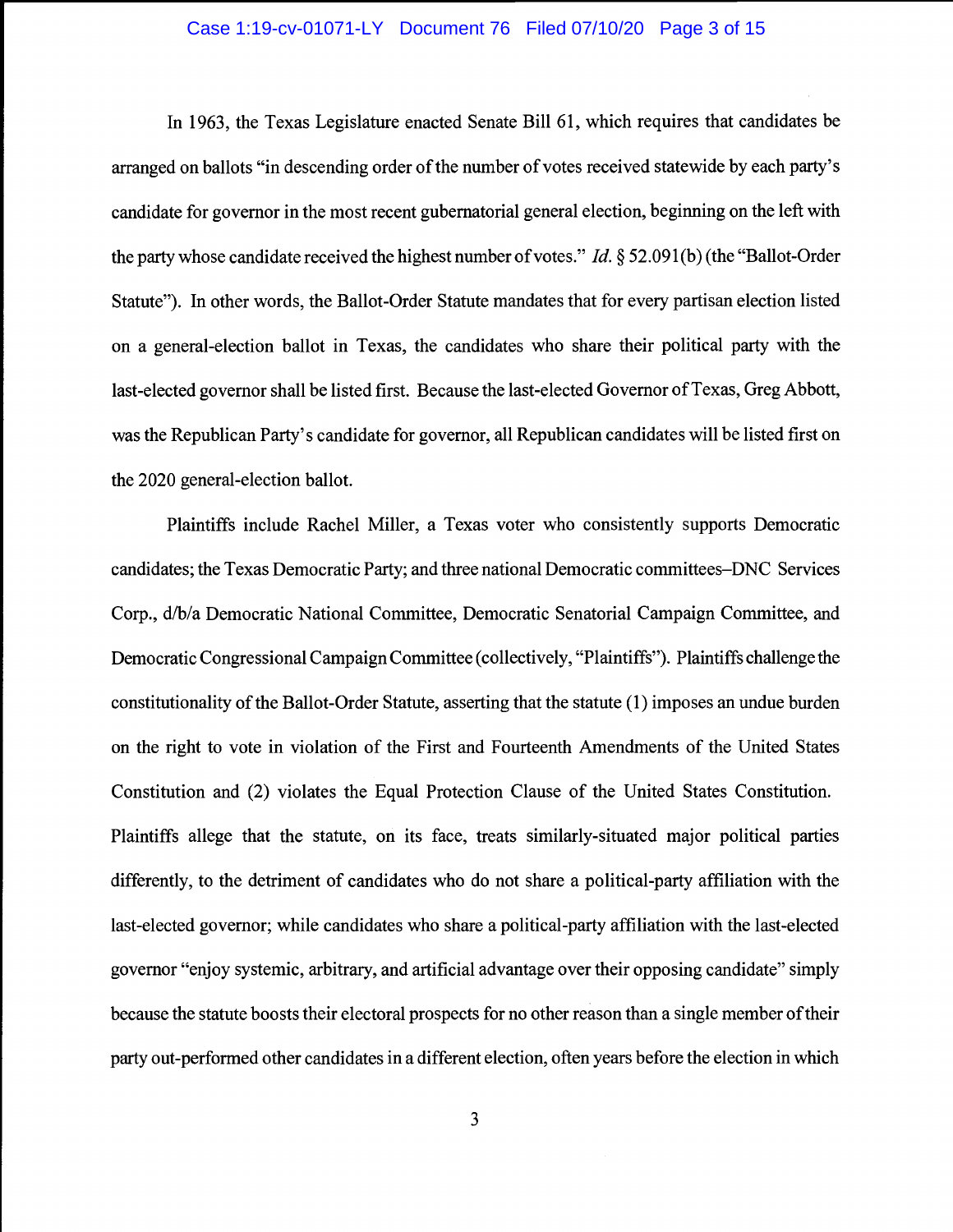In 1963, the Texas Legislature enacted Senate Bill 61, which requires that candidates be arranged on ballots "in descending order of the number of votes received statewide by each party's candidate for governor in the most recent gubernatorial general election, beginning on the left with the party whose candidate received the highest number of votes." *Id.* § 52.091(b) (the "Ballot-Order Statute"). In other words, the Ballot-Order Statute mandates that for every partisan election listed on a general-election ballot in Texas, the candidates who share their political party with the last-elected governor shall be listed first. Because the last-elected Governor of Texas, Greg Abbott, was the Republican Party's candidate for governor, all Republican candidates will be listed first on the 2020 general-election ballot.

Plaintiffs include Rachel Miller, a Texas voter who consistently supports Democratic candidates; the Texas Democratic Party; and three national Democratic committees–DNC Services Corp., d/b/a Democratic National Committee, Democratic Senatorial Campaign Committee, and Democratic Congressional Campaign Committee (collectively, "Plaintiffs"). Plaintiffs challenge the constitutionality of the Ballot-Order Statute, asserting that the statute (1) imposes an undue burden on the right to vote in violation of the First and Fourteenth Amendments of the United States Constitution and (2) violates the Equal Protection Clause of the United States Constitution. Plaintiffs allege that the statute, on its face, treats similarly-situated major political parties differently, to the detriment of candidates who do not share a political-party affiliation with the last-elected governor; while candidates who share a political-party affiliation with the last-elected governor "enjoy systemic, arbitrary, and artificial advantage over their opposing candidate" simply because the statute boosts their electoral prospects for no other reason than a single member of their party out-performed other candidates in a different election, often years before the election in which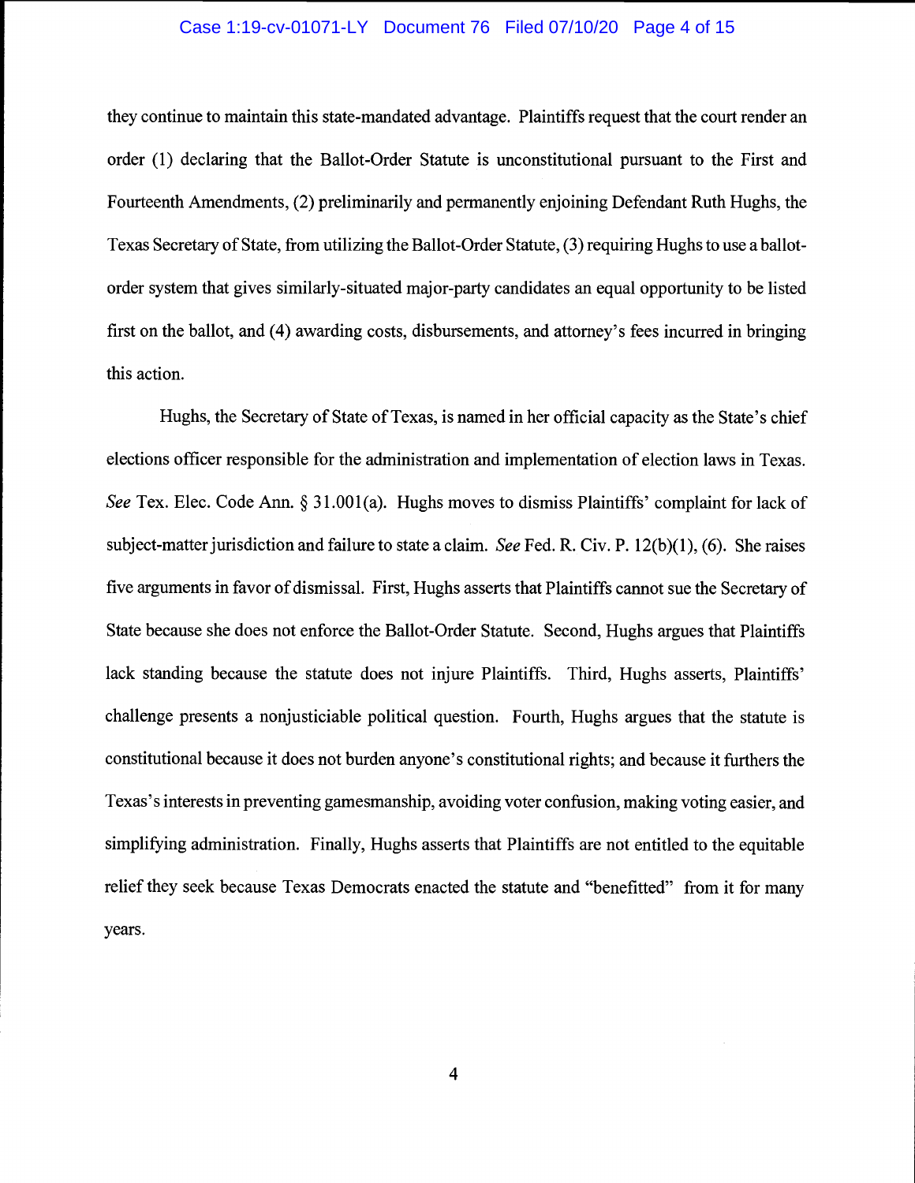they continue to maintain this state-mandated advantage. Plaintiffs request that the court render an order (1) declaring that the Ballot-Order Statute is unconstitutional pursuant to the First and Fourteenth Amendments, (2) preliminarily and permanently enjoining Defendant Ruth Hughs, the Texas Secretary of State, from utilizing the Ballot-Order Statute, (3) requiring Hughs to use a ballot-order system that gives similarly-situated major-party candidates an equal opportunity to be listed first on the ballot, and (4) awarding costs, disbursements, and attorney's fees incurred in bringing this action.

Hughs, the Secretary of State of Texas, is named in her official capacity as the State's chief elections officer responsible for the administration and implementation of election laws in Texas. *See* Tex. Elec. Code Ann. § 31.001(a). Hughs moves to dismiss Plaintiffs' complaint for lack of subject-matter jurisdiction and failure to state a claim. *See* Fed. R. Civ. P. 12(b)(1), (6). She raises five arguments in favor of dismissal. First, Hughs asserts that Plaintiffs cannot sue the Secretary of State because she does not enforce the Ballot-Order Statute. Second, Hughs argues that Plaintiffs lack standing because the statute does not injure Plaintiffs. Third, Hughs asserts, Plaintiffs' challenge presents a nonjusticiable political question. Fourth, Hughs argues that the statute is constitutional because it does not burden anyone's constitutional rights; and because it furthers the Texas's interests in preventing gamesmanship, avoiding voter confusion, making voting easier, and simplifying administration. Finally, Hughs asserts that Plaintiffs are not entitled to the equitable relief they seek because Texas Democrats enacted the statute and "benefitted" from it for many years.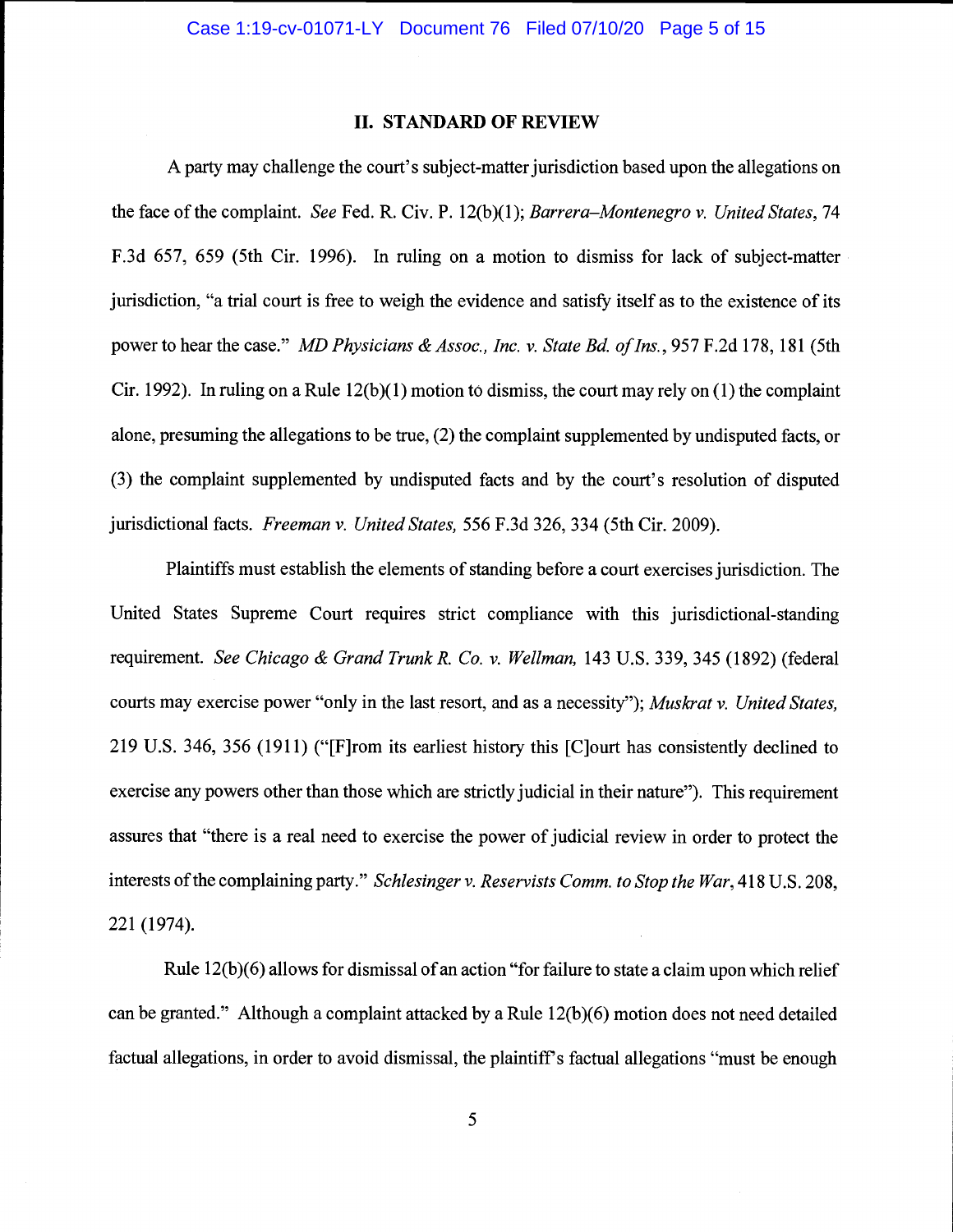## II. STANDARD OF REVIEW

A party may challenge the court's subject-matter jurisdiction based upon the allegations on the face of the complaint. *See* Fed. R. Civ. P. 12(b)(1); *Barrera–Montenegro v. United States*, 74 F.3d 657, 659 (5th Cir. 1996). In ruling on a motion to dismiss for lack of subject-matter jurisdiction, "a trial court is free to weigh the evidence and satisfy itself as to the existence of its power to hear the case." *MD Physicians & Assoc., Inc. v. State Bd. of Ins.*, 957 F.2d 178, 181 (5th Cir. 1992). In ruling on a Rule 12(b)(1) motion to dismiss, the court may rely on (1) the complaint alone, presuming the allegations to be true, (2) the complaint supplemented by undisputed facts, or (3) the complaint supplemented by undisputed facts and by the court's resolution of disputed jurisdictional facts. *Freeman v. United States,* 556 F.3d 326, 334 (5th Cir. 2009).

Plaintiffs must establish the elements of standing before a court exercises jurisdiction. The United States Supreme Court requires strict compliance with this jurisdictional-standing requirement. *See Chicago & Grand Trunk R. Co. v. Wellman,* 143 U.S. 339, 345 (1892) (federal courts may exercise power "only in the last resort, and as a necessity"); *Muskrat v. United States,* 219 U.S. 346, 356 (1911) ("[F]rom its earliest history this [C]ourt has consistently declined to exercise any powers other than those which are strictly judicial in their nature"). This requirement assures that "there is a real need to exercise the power of judicial review in order to protect the interests of the complaining party." *Schlesinger v. Reservists Comm. to Stop the War*, 418 U.S. 208, 221 (1974).

Rule 12(b)(6) allows for dismissal of an action "for failure to state a claim upon which relief can be granted." Although a complaint attacked by a Rule 12(b)(6) motion does not need detailed factual allegations, in order to avoid dismissal, the plaintiff's factual allegations "must be enough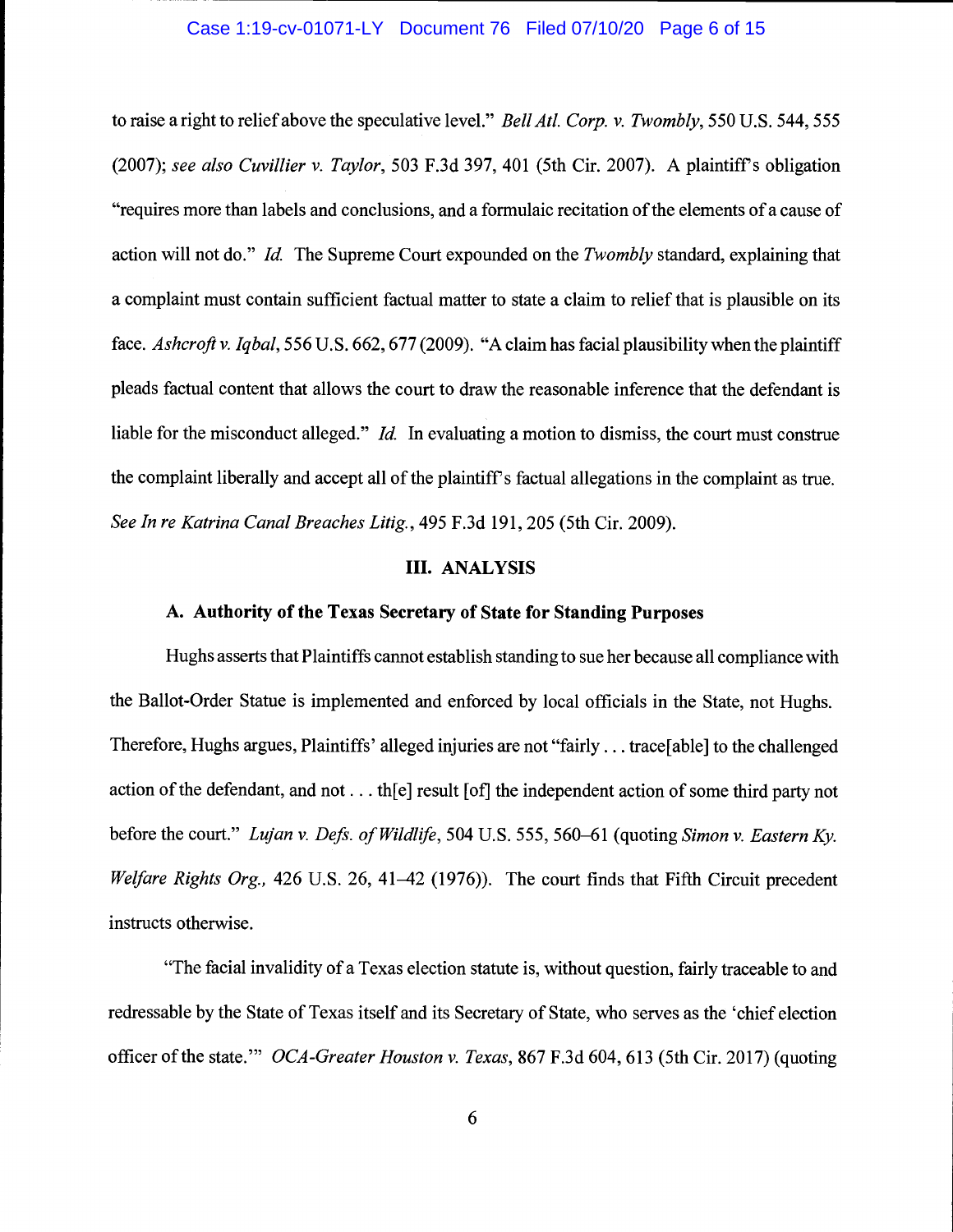to raise a right to relief above the speculative level." *Bell Atl. Corp. v. Twombly*, 550 U.S. 544, 555 (2007); *see also Cuvillier v. Taylor*, 503 F.3d 397, 401 (5th Cir. 2007). A plaintiff's obligation "requires more than labels and conclusions, and a formulaic recitation of the elements of a cause of action will not do." *Id.* The Supreme Court expounded on the *Twombly* standard, explaining that a complaint must contain sufficient factual matter to state a claim to relief that is plausible on its face. *Ashcroft v. Iqbal*, 556 U.S. 662, 677 (2009). "A claim has facial plausibility when the plaintiff pleads factual content that allows the court to draw the reasonable inference that the defendant is liable for the misconduct alleged." *Id.* In evaluating a motion to dismiss, the court must construe the complaint liberally and accept all of the plaintiff's factual allegations in the complaint as true. *See In re Katrina Canal Breaches Litig.*, 495 F.3d 191, 205 (5th Cir. 2009).

## III. ANALYSIS

### A. Authority of the Texas Secretary of State for Standing Purposes

Hughs asserts that Plaintiffs cannot establish standing to sue her because all compliance with the Ballot-Order Statue is implemented and enforced by local officials in the State, not Hughs. Therefore, Hughs argues, Plaintiffs' alleged injuries are not "fairly . . . trace[able] to the challenged action of the defendant, and not . . . th[e] result [of] the independent action of some third party not before the court." *Lujan v. Defs. of Wildlife*, 504 U.S. 555, 560–61 (quoting *Simon v. Eastern Ky. Welfare Rights Org.*, 426 U.S. 26, 41–42 (1976)). The court finds that Fifth Circuit precedent instructs otherwise.

"The facial invalidity of a Texas election statute is, without question, fairly traceable to and redressable by the State of Texas itself and its Secretary of State, who serves as the 'chief election officer of the state.'" *OCA-Greater Houston v. Texas*, 867 F.3d 604, 613 (5th Cir. 2017) (quoting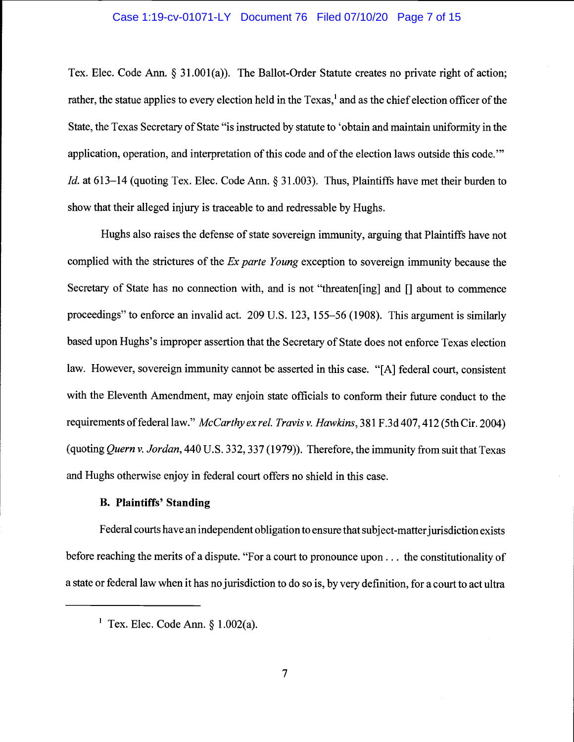Tex. Elec. Code Ann. § 31.001(a)). The Ballot-Order Statute creates no private right of action; rather, the statue applies to every election held in the Texas,[1] and as the chief election officer of the State, the Texas Secretary of State "is instructed by statute to 'obtain and maintain uniformity in the application, operation, and interpretation of this code and of the election laws outside this code.'" *Id.* at 613–14 (quoting Tex. Elec. Code Ann. § 31.003). Thus, Plaintiffs have met their burden to show that their alleged injury is traceable to and redressable by Hughs.

Hughs also raises the defense of state sovereign immunity, arguing that Plaintiffs have not complied with the strictures of the *Ex parte Young* exception to sovereign immunity because the Secretary of State has no connection with, and is not "threaten[ing] and [] about to commence proceedings" to enforce an invalid act. 209 U.S. 123, 155–56 (1908). This argument is similarly based upon Hughs's improper assertion that the Secretary of State does not enforce Texas election law. However, sovereign immunity cannot be asserted in this case. "[A] federal court, consistent with the Eleventh Amendment, may enjoin state officials to conform their future conduct to the requirements of federal law." *McCarthy ex rel. Travis v. Hawkins*, 381 F.3d 407, 412 (5th Cir. 2004) (quoting *Quern v. Jordan*, 440 U.S. 332, 337 (1979)). Therefore, the immunity from suit that Texas and Hughs otherwise enjoy in federal court offers no shield in this case.

**B. Plaintiffs' Standing**

Federal courts have an independent obligation to ensure that subject-matter jurisdiction exists before reaching the merits of a dispute. "For a court to pronounce upon . . . the constitutionality of a state or federal law when it has no jurisdiction to do so is, by very definition, for a court to act ultra

---

[1] Tex. Elec. Code Ann. § 1.002(a).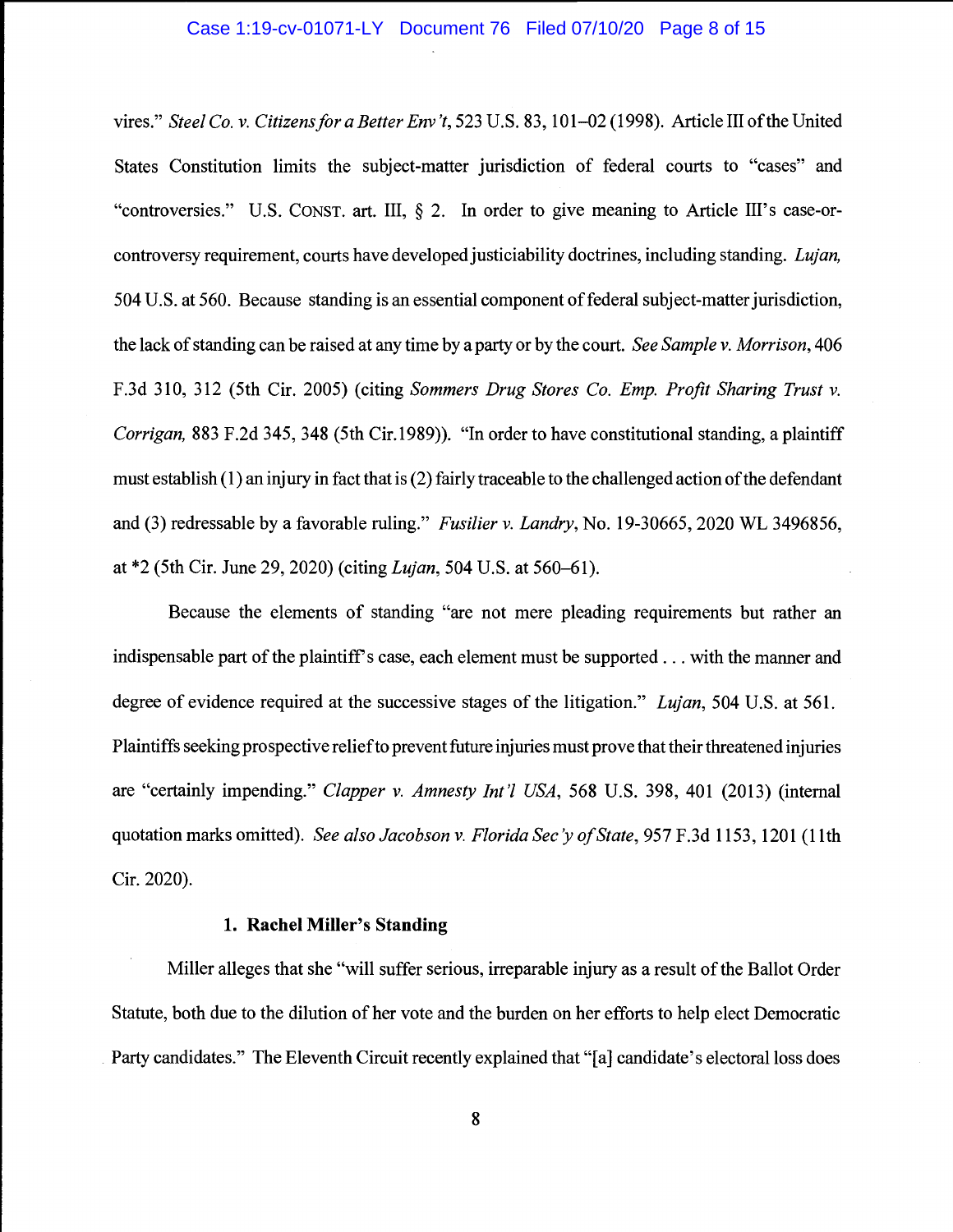vires." *Steel Co. v. Citizens for a Better Env't*, 523 U.S. 83, 101–02 (1998). Article III of the United States Constitution limits the subject-matter jurisdiction of federal courts to "cases" and "controversies." U.S. CONST. art. III, § 2. In order to give meaning to Article III's case-or-controversy requirement, courts have developed justiciability doctrines, including standing. *Lujan*, 504 U.S. at 560. Because standing is an essential component of federal subject-matter jurisdiction, the lack of standing can be raised at any time by a party or by the court. *See Sample v. Morrison*, 406 F.3d 310, 312 (5th Cir. 2005) (citing *Sommers Drug Stores Co. Emp. Profit Sharing Trust v. Corrigan*, 883 F.2d 345, 348 (5th Cir.1989)). "In order to have constitutional standing, a plaintiff must establish (1) an injury in fact that is (2) fairly traceable to the challenged action of the defendant and (3) redressable by a favorable ruling." *Fusilier v. Landry*, No. 19-30665, 2020 WL 3496856, at *2 (5th Cir. June 29, 2020) (citing *Lujan*, 504 U.S. at 560–61).

Because the elements of standing "are not mere pleading requirements but rather an indispensable part of the plaintiff's case, each element must be supported . . . with the manner and degree of evidence required at the successive stages of the litigation." *Lujan*, 504 U.S. at 561. Plaintiffs seeking prospective relief to prevent future injuries must prove that their threatened injuries are "certainly impending." *Clapper v. Amnesty Int'l USA*, 568 U.S. 398, 401 (2013) (internal quotation marks omitted). *See also Jacobson v. Florida Sec'y of State*, 957 F.3d 1153, 1201 (11th Cir. 2020).

### 1. Rachel Miller's Standing

Miller alleges that she "will suffer serious, irreparable injury as a result of the Ballot Order Statute, both due to the dilution of her vote and the burden on her efforts to help elect Democratic Party candidates." The Eleventh Circuit recently explained that "[a] candidate's electoral loss does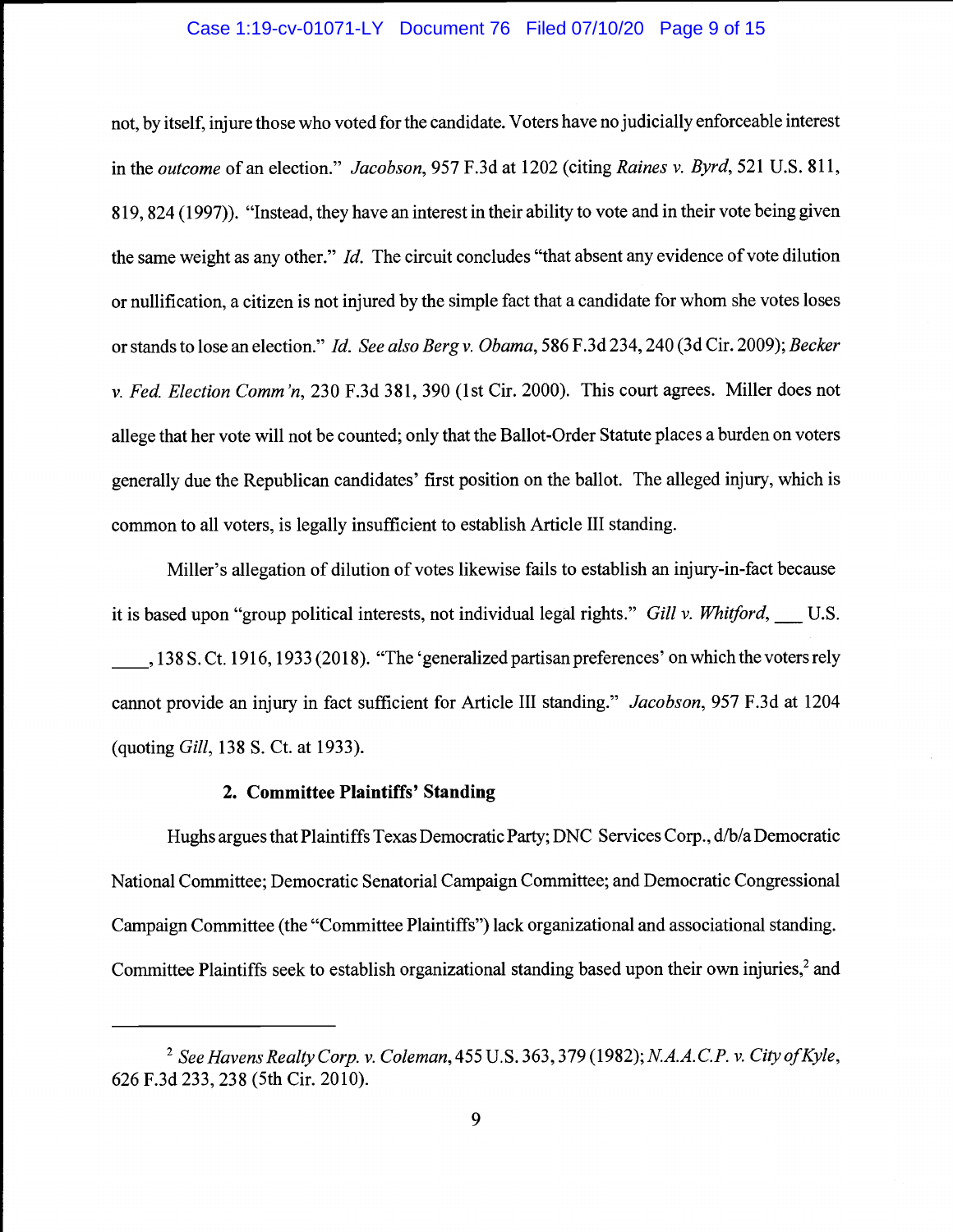not, by itself, injure those who voted for the candidate. Voters have no judicially enforceable interest in the *outcome* of an election." *Jacobson*, 957 F.3d at 1202 (citing *Raines v. Byrd*, 521 U.S. 811, 819, 824 (1997)). "Instead, they have an interest in their ability to vote and in their vote being given the same weight as any other." *Id.* The circuit concludes "that absent any evidence of vote dilution or nullification, a citizen is not injured by the simple fact that a candidate for whom she votes loses or stands to lose an election." *Id. See also Berg v. Obama*, 586 F.3d 234, 240 (3d Cir. 2009); *Becker v. Fed. Election Comm'n*, 230 F.3d 381, 390 (1st Cir. 2000). This court agrees. Miller does not allege that her vote will not be counted; only that the Ballot-Order Statute places a burden on voters generally due the Republican candidates' first position on the ballot. The alleged injury, which is common to all voters, is legally insufficient to establish Article III standing.

Miller's allegation of dilution of votes likewise fails to establish an injury-in-fact because it is based upon "group political interests, not individual legal rights." *Gill v. Whitford*, ___ U.S. ____, 138 S. Ct. 1916, 1933 (2018). "The 'generalized partisan preferences' on which the voters rely cannot provide an injury in fact sufficient for Article III standing." *Jacobson*, 957 F.3d at 1204 (quoting *Gill*, 138 S. Ct. at 1933).

**2. Committee Plaintiffs' Standing**

Hughs argues that Plaintiffs Texas Democratic Party; DNC Services Corp., d/b/a Democratic National Committee; Democratic Senatorial Campaign Committee; and Democratic Congressional Campaign Committee (the "Committee Plaintiffs") lack organizational and associational standing. Committee Plaintiffs seek to establish organizational standing based upon their own injuries,[2] and

---

[2] *See Havens Realty Corp. v. Coleman*, 455 U.S. 363, 379 (1982); *N.A.A.C.P. v. City of Kyle*, 626 F.3d 233, 238 (5th Cir. 2010).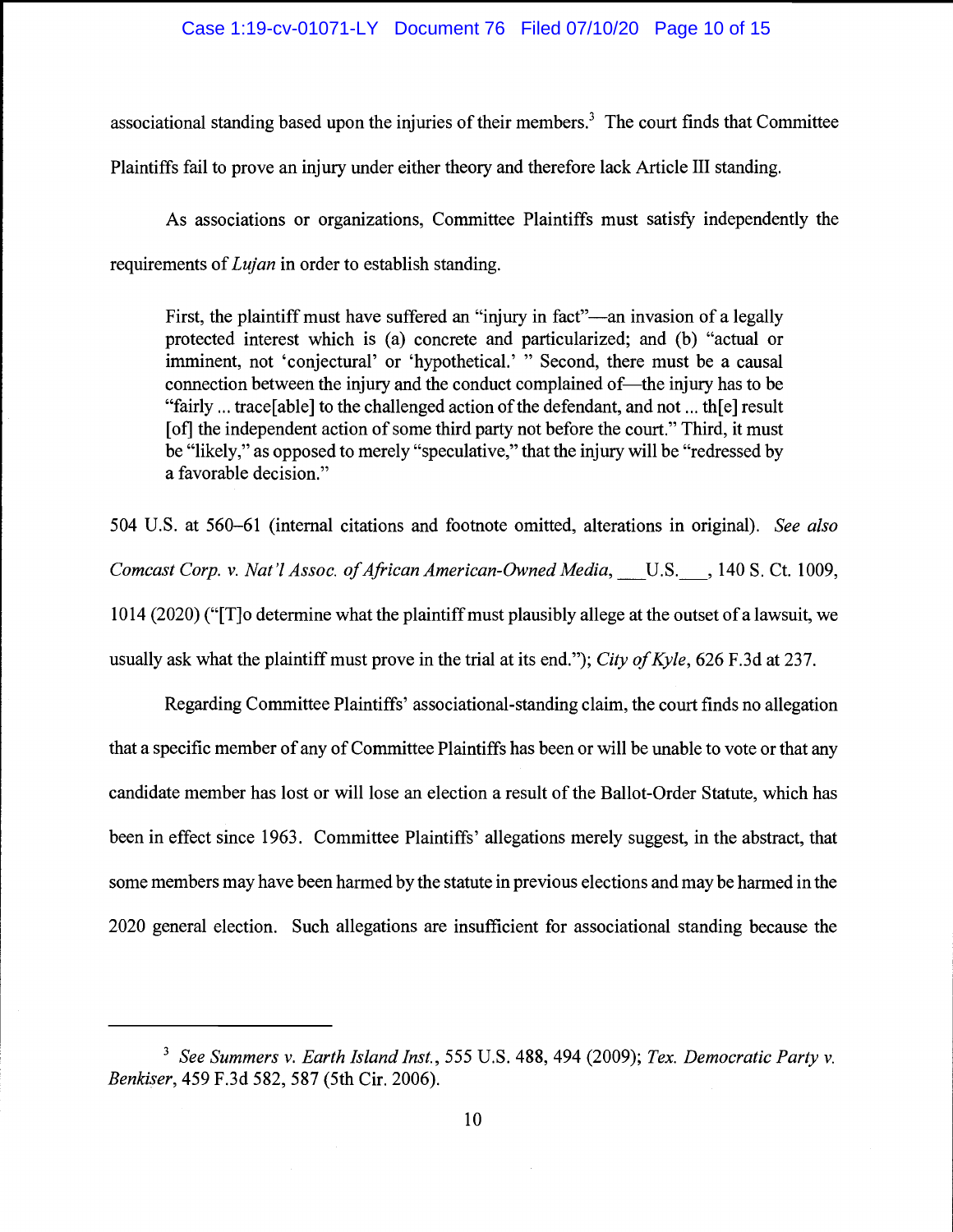associational standing based upon the injuries of their members.[3] The court finds that Committee Plaintiffs fail to prove an injury under either theory and therefore lack Article III standing.

As associations or organizations, Committee Plaintiffs must satisfy independently the requirements of *Lujan* in order to establish standing.

> First, the plaintiff must have suffered an "injury in fact"—an invasion of a legally protected interest which is (a) concrete and particularized; and (b) "actual or imminent, not 'conjectural' or 'hypothetical.' " Second, there must be a causal connection between the injury and the conduct complained of—the injury has to be "fairly ... trace[able] to the challenged action of the defendant, and not ... th[e] result [of] the independent action of some third party not before the court." Third, it must be "likely," as opposed to merely "speculative," that the injury will be "redressed by a favorable decision."

504 U.S. at 560–61 (internal citations and footnote omitted, alterations in original). *See also Comcast Corp. v. Nat'l Assoc. of African American-Owned Media*, ___U.S.___, 140 S. Ct. 1009, 1014 (2020) ("[T]o determine what the plaintiff must plausibly allege at the outset of a lawsuit, we usually ask what the plaintiff must prove in the trial at its end."); *City of Kyle*, 626 F.3d at 237.

Regarding Committee Plaintiffs' associational-standing claim, the court finds no allegation that a specific member of any of Committee Plaintiffs has been or will be unable to vote or that any candidate member has lost or will lose an election a result of the Ballot-Order Statute, which has been in effect since 1963. Committee Plaintiffs' allegations merely suggest, in the abstract, that some members may have been harmed by the statute in previous elections and may be harmed in the 2020 general election. Such allegations are insufficient for associational standing because the

---

[3] *See Summers v. Earth Island Inst.*, 555 U.S. 488, 494 (2009); *Tex. Democratic Party v. Benkiser*, 459 F.3d 582, 587 (5th Cir. 2006).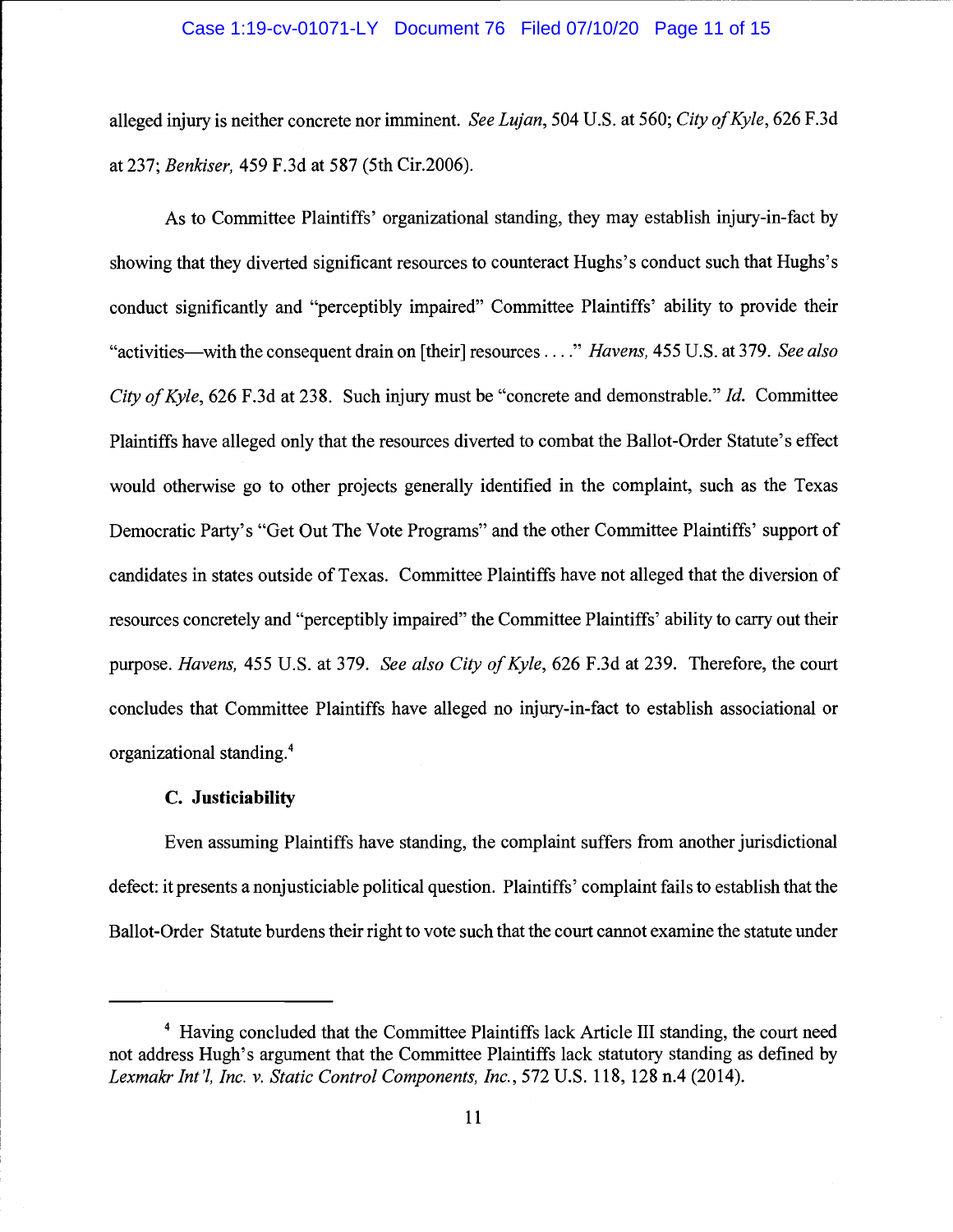alleged injury is neither concrete nor imminent. *See Lujan*, 504 U.S. at 560; *City of Kyle*, 626 F.3d at 237; *Benkiser*, 459 F.3d at 587 (5th Cir.2006).

As to Committee Plaintiffs' organizational standing, they may establish injury-in-fact by showing that they diverted significant resources to counteract Hughs's conduct such that Hughs's conduct significantly and "perceptibly impaired" Committee Plaintiffs' ability to provide their "activities—with the consequent drain on [their] resources . . . ." *Havens*, 455 U.S. at 379. *See also City of Kyle*, 626 F.3d at 238. Such injury must be "concrete and demonstrable." *Id.* Committee Plaintiffs have alleged only that the resources diverted to combat the Ballot-Order Statute's effect would otherwise go to other projects generally identified in the complaint, such as the Texas Democratic Party's "Get Out The Vote Programs" and the other Committee Plaintiffs' support of candidates in states outside of Texas. Committee Plaintiffs have not alleged that the diversion of resources concretely and "perceptibly impaired" the Committee Plaintiffs' ability to carry out their purpose. *Havens*, 455 U.S. at 379. *See also City of Kyle*, 626 F.3d at 239. Therefore, the court concludes that Committee Plaintiffs have alleged no injury-in-fact to establish associational or organizational standing.[4]

**C. Justiciability**

Even assuming Plaintiffs have standing, the complaint suffers from another jurisdictional defect: it presents a nonjusticiable political question. Plaintiffs' complaint fails to establish that the Ballot-Order Statute burdens their right to vote such that the court cannot examine the statute under

---

[4] Having concluded that the Committee Plaintiffs lack Article III standing, the court need not address Hugh's argument that the Committee Plaintiffs lack statutory standing as defined by *Lexmakr Int'l, Inc. v. Static Control Components, Inc.*, 572 U.S. 118, 128 n.4 (2014).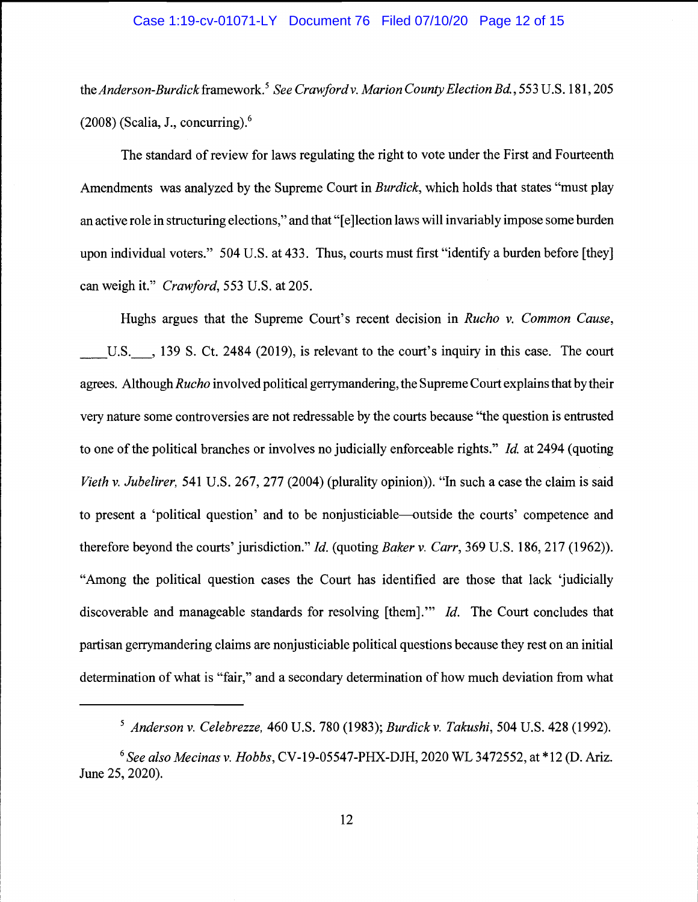the *Anderson-Burdick* framework.[5] *See Crawford v. Marion County Election Bd.*, 553 U.S. 181, 205 (2008) (Scalia, J., concurring).[6]

The standard of review for laws regulating the right to vote under the First and Fourteenth Amendments was analyzed by the Supreme Court in *Burdick*, which holds that states "must play an active role in structuring elections," and that "[e]lection laws will invariably impose some burden upon individual voters." 504 U.S. at 433. Thus, courts must first "identify a burden before [they] can weigh it." *Crawford*, 553 U.S. at 205.

Hughs argues that the Supreme Court's recent decision in *Rucho v. Common Cause*, ____U.S.___, 139 S. Ct. 2484 (2019), is relevant to the court's inquiry in this case. The court agrees. Although *Rucho* involved political gerrymandering, the Supreme Court explains that by their very nature some controversies are not redressable by the courts because "the question is entrusted to one of the political branches or involves no judicially enforceable rights." *Id.* at 2494 (quoting *Vieth v. Jubelirer*, 541 U.S. 267, 277 (2004) (plurality opinion)). "In such a case the claim is said to present a 'political question' and to be nonjusticiable—outside the courts' competence and therefore beyond the courts' jurisdiction." *Id.* (quoting *Baker v. Carr*, 369 U.S. 186, 217 (1962)). "Among the political question cases the Court has identified are those that lack 'judicially discoverable and manageable standards for resolving [them].'" *Id.* The Court concludes that partisan gerrymandering claims are nonjusticiable political questions because they rest on an initial determination of what is "fair," and a secondary determination of how much deviation from what

---

[5] *Anderson v. Celebrezze*, 460 U.S. 780 (1983); *Burdick v. Takushi*, 504 U.S. 428 (1992).

[6] *See also Mecinas v. Hobbs*, CV-19-05547-PHX-DJH, 2020 WL 3472552, at *12 (D. Ariz. June 25, 2020).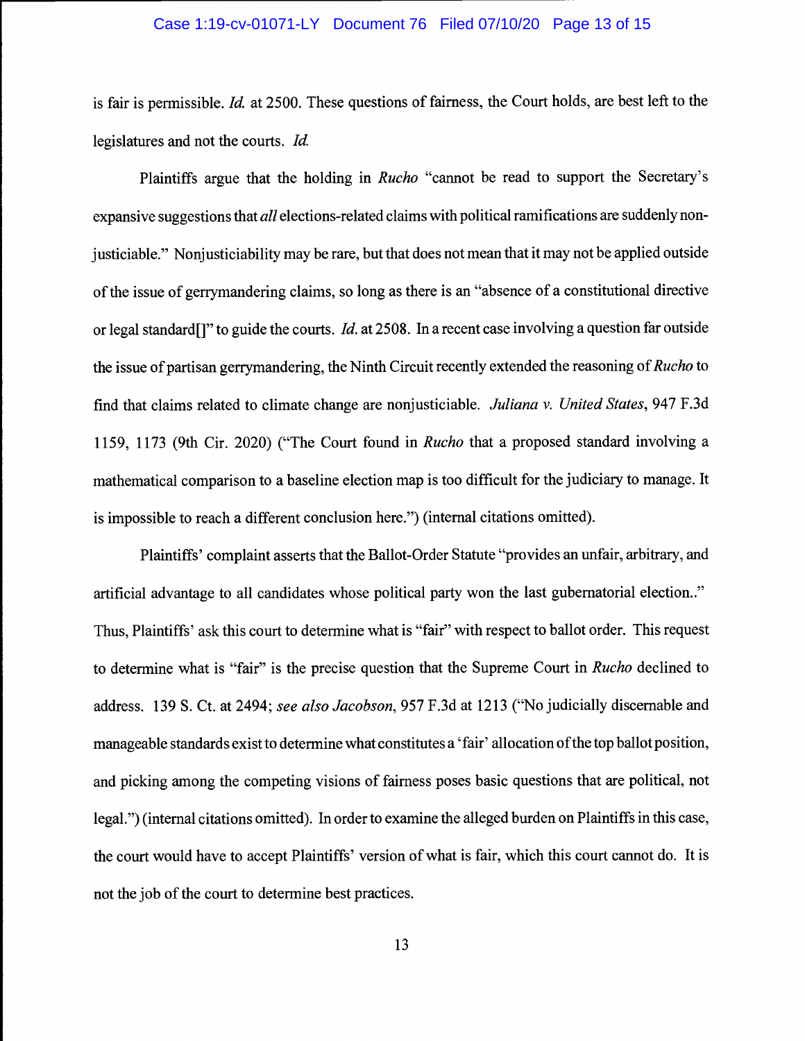is fair is permissible. *Id.* at 2500. These questions of fairness, the Court holds, are best left to the legislatures and not the courts. *Id.*

Plaintiffs argue that the holding in *Rucho* "cannot be read to support the Secretary's expansive suggestions that *all* elections-related claims with political ramifications are suddenly non-justiciable." Nonjusticiability may be rare, but that does not mean that it may not be applied outside of the issue of gerrymandering claims, so long as there is an "absence of a constitutional directive or legal standard[]" to guide the courts. *Id.* at 2508. In a recent case involving a question far outside the issue of partisan gerrymandering, the Ninth Circuit recently extended the reasoning of *Rucho* to find that claims related to climate change are nonjusticiable. *Juliana v. United States*, 947 F.3d 1159, 1173 (9th Cir. 2020) ("The Court found in *Rucho* that a proposed standard involving a mathematical comparison to a baseline election map is too difficult for the judiciary to manage. It is impossible to reach a different conclusion here.") (internal citations omitted).

Plaintiffs' complaint asserts that the Ballot-Order Statute "provides an unfair, arbitrary, and artificial advantage to all candidates whose political party won the last gubernatorial election.." Thus, Plaintiffs' ask this court to determine what is "fair" with respect to ballot order. This request to determine what is "fair" is the precise question that the Supreme Court in *Rucho* declined to address. 139 S. Ct. at 2494; *see also Jacobson*, 957 F.3d at 1213 ("No judicially discernable and manageable standards exist to determine what constitutes a 'fair' allocation of the top ballot position, and picking among the competing visions of fairness poses basic questions that are political, not legal.") (internal citations omitted). In order to examine the alleged burden on Plaintiffs in this case, the court would have to accept Plaintiffs' version of what is fair, which this court cannot do. It is not the job of the court to determine best practices.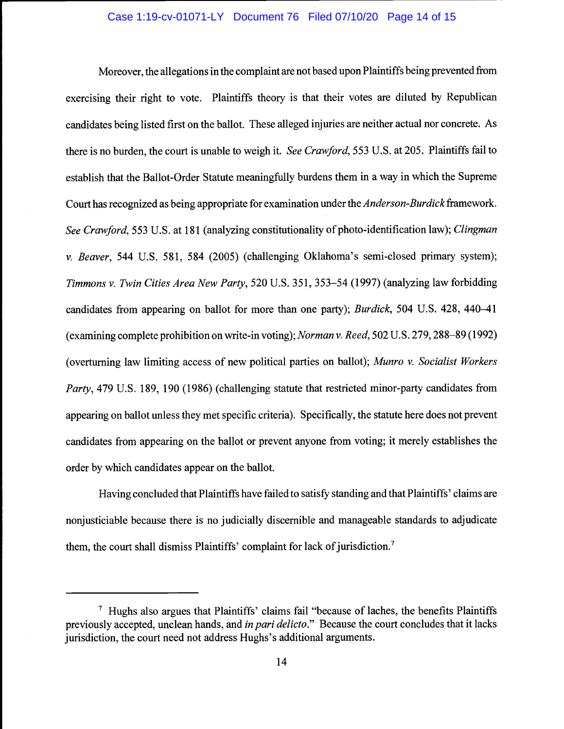Moreover, the allegations in the complaint are not based upon Plaintiffs being prevented from exercising their right to vote. Plaintiffs theory is that their votes are diluted by Republican candidates being listed first on the ballot. These alleged injuries are neither actual nor concrete. As there is no burden, the court is unable to weigh it. *See Crawford*, 553 U.S. at 205. Plaintiffs fail to establish that the Ballot-Order Statute meaningfully burdens them in a way in which the Supreme Court has recognized as being appropriate for examination under the *Anderson-Burdick* framework. *See Crawford*, 553 U.S. at 181 (analyzing constitutionality of photo-identification law); *Clingman v. Beaver*, 544 U.S. 581, 584 (2005) (challenging Oklahoma's semi-closed primary system); *Timmons v. Twin Cities Area New Party*, 520 U.S. 351, 353–54 (1997) (analyzing law forbidding candidates from appearing on ballot for more than one party); *Burdick*, 504 U.S. 428, 440–41 (examining complete prohibition on write-in voting); *Norman v. Reed*, 502 U.S. 279, 288–89 (1992) (overturning law limiting access of new political parties on ballot); *Munro v. Socialist Workers Party*, 479 U.S. 189, 190 (1986) (challenging statute that restricted minor-party candidates from appearing on ballot unless they met specific criteria). Specifically, the statute here does not prevent candidates from appearing on the ballot or prevent anyone from voting; it merely establishes the order by which candidates appear on the ballot.

Having concluded that Plaintiffs have failed to satisfy standing and that Plaintiffs' claims are nonjusticiable because there is no judicially discernible and manageable standards to adjudicate them, the court shall dismiss Plaintiffs' complaint for lack of jurisdiction.[7]

---

[7] Hughs also argues that Plaintiffs' claims fail "because of laches, the benefits Plaintiffs previously accepted, unclean hands, and *in pari delicto*." Because the court concludes that it lacks jurisdiction, the court need not address Hughs's additional arguments.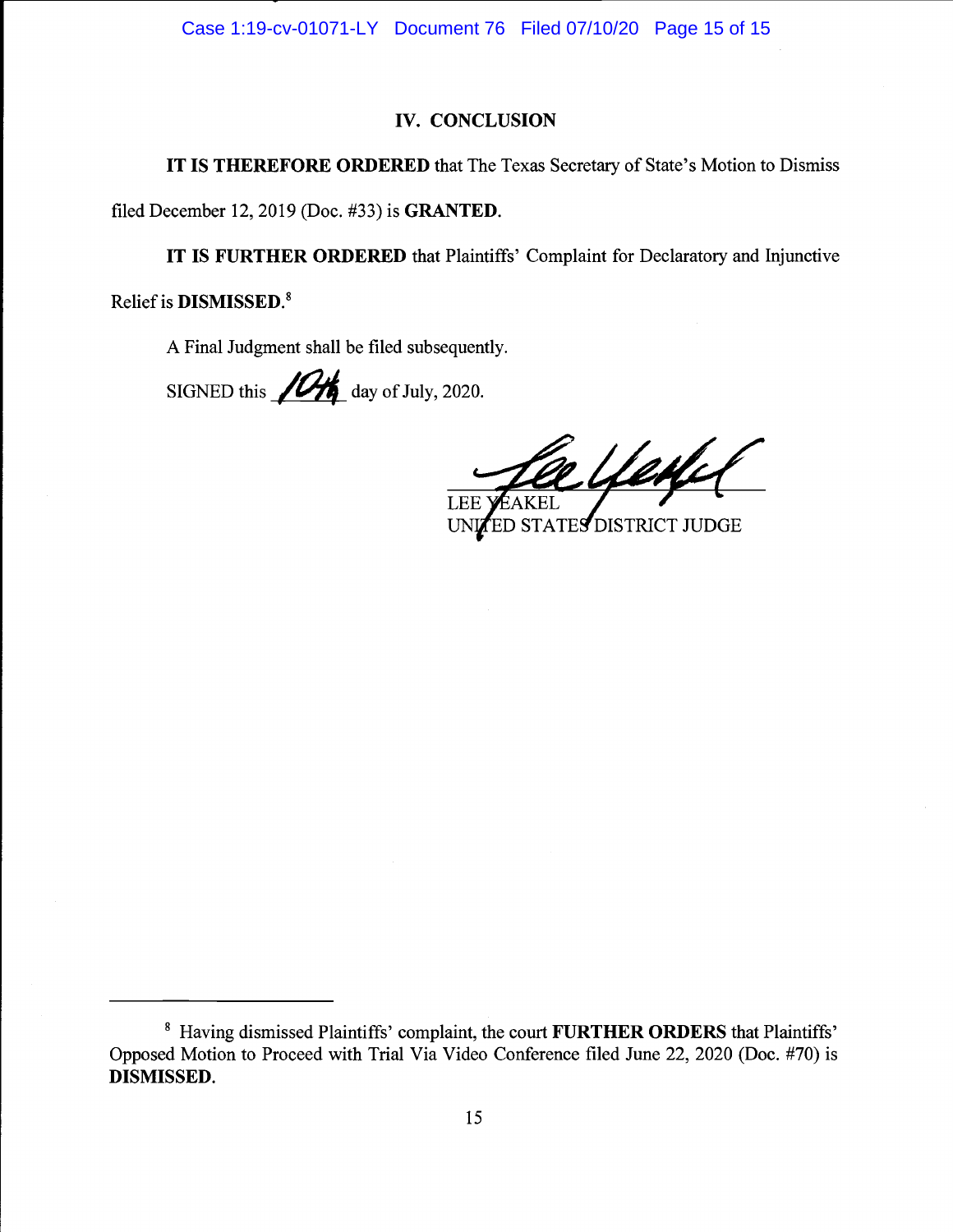## IV. CONCLUSION

**IT IS THEREFORE ORDERED** that The Texas Secretary of State's Motion to Dismiss filed December 12, 2019 (Doc. #33) is **GRANTED**.

**IT IS FURTHER ORDERED** that Plaintiffs' Complaint for Declaratory and Injunctive Relief is **DISMISSED**.[8]

A Final Judgment shall be filed subsequently.

SIGNED this 10th day of July, 2020.

LEE YEAKEL
UNITED STATES DISTRICT JUDGE

---

[8] Having dismissed Plaintiffs' complaint, the court **FURTHER ORDERS** that Plaintiffs' Opposed Motion to Proceed with Trial Via Video Conference filed June 22, 2020 (Doc. #70) is **DISMISSED**.